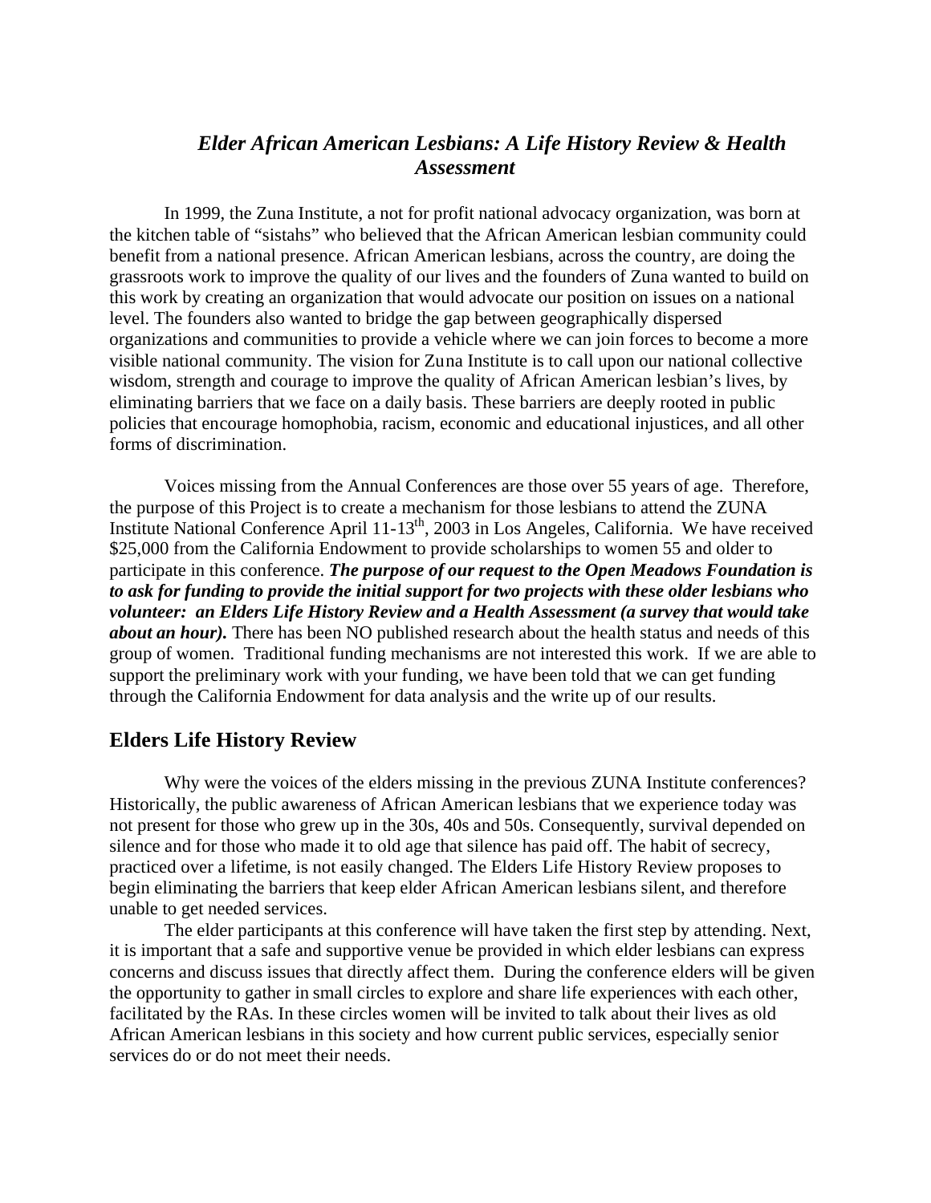# *Elder African American Lesbians: A Life History Review & Health Assessment*

In 1999, the Zuna Institute, a not for profit national advocacy organization, was born at the kitchen table of "sistahs" who believed that the African American lesbian community could benefit from a national presence. African American lesbians, across the country, are doing the grassroots work to improve the quality of our lives and the founders of Zuna wanted to build on this work by creating an organization that would advocate our position on issues on a national level. The founders also wanted to bridge the gap between geographically dispersed organizations and communities to provide a vehicle where we can join forces to become a more visible national community. The vision for Zuna Institute is to call upon our national collective wisdom, strength and courage to improve the quality of African American lesbian's lives, by eliminating barriers that we face on a daily basis. These barriers are deeply rooted in public policies that encourage homophobia, racism, economic and educational injustices, and all other forms of discrimination.

Voices missing from the Annual Conferences are those over 55 years of age. Therefore, the purpose of this Project is to create a mechanism for those lesbians to attend the ZUNA Institute National Conference April 11-13th, 2003 in Los Angeles, California. We have received $25,000 from the California Endowment to provide scholarships to women 55 and older to participate in this conference. ***The purpose of our request to the Open Meadows Foundation is to ask for funding to provide the initial support for two projects with these older lesbians who volunteer: an Elders Life History Review and a Health Assessment (a survey that would take about an hour).*** There has been NO published research about the health status and needs of this group of women. Traditional funding mechanisms are not interested this work. If we are able to support the preliminary work with your funding, we have been told that we can get funding through the California Endowment for data analysis and the write up of our results.

## Elders Life History Review

Why were the voices of the elders missing in the previous ZUNA Institute conferences? Historically, the public awareness of African American lesbians that we experience today was not present for those who grew up in the 30s, 40s and 50s. Consequently, survival depended on silence and for those who made it to old age that silence has paid off. The habit of secrecy, practiced over a lifetime, is not easily changed. The Elders Life History Review proposes to begin eliminating the barriers that keep elder African American lesbians silent, and therefore unable to get needed services.

The elder participants at this conference will have taken the first step by attending. Next, it is important that a safe and supportive venue be provided in which elder lesbians can express concerns and discuss issues that directly affect them. During the conference elders will be given the opportunity to gather in small circles to explore and share life experiences with each other, facilitated by the RAs. In these circles women will be invited to talk about their lives as old African American lesbians in this society and how current public services, especially senior services do or do not meet their needs.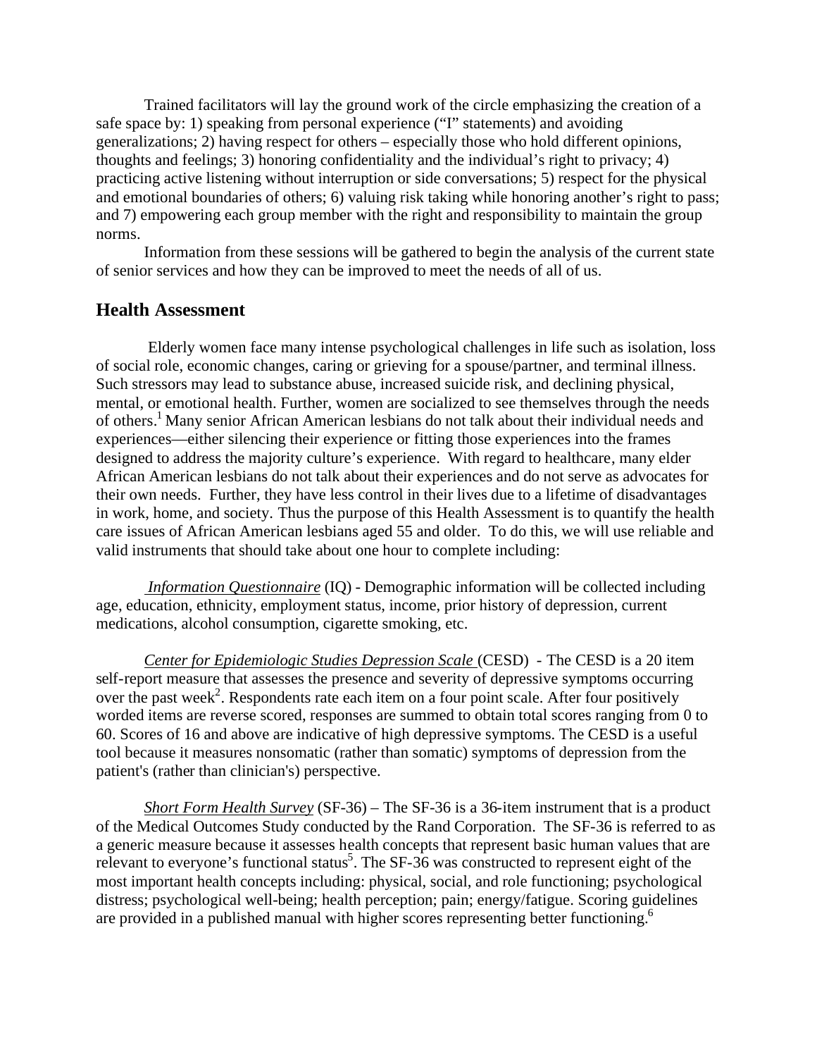Trained facilitators will lay the ground work of the circle emphasizing the creation of a safe space by: 1) speaking from personal experience ("I" statements) and avoiding generalizations; 2) having respect for others – especially those who hold different opinions, thoughts and feelings; 3) honoring confidentiality and the individual's right to privacy; 4) practicing active listening without interruption or side conversations; 5) respect for the physical and emotional boundaries of others; 6) valuing risk taking while honoring another's right to pass; and 7) empowering each group member with the right and responsibility to maintain the group norms.

Information from these sessions will be gathered to begin the analysis of the current state of senior services and how they can be improved to meet the needs of all of us.

## Health Assessment

Elderly women face many intense psychological challenges in life such as isolation, loss of social role, economic changes, caring or grieving for a spouse/partner, and terminal illness. Such stressors may lead to substance abuse, increased suicide risk, and declining physical, mental, or emotional health. Further, women are socialized to see themselves through the needs of others.[1] Many senior African American lesbians do not talk about their individual needs and experiences—either silencing their experience or fitting those experiences into the frames designed to address the majority culture's experience. With regard to healthcare, many elder African American lesbians do not talk about their experiences and do not serve as advocates for their own needs. Further, they have less control in their lives due to a lifetime of disadvantages in work, home, and society. Thus the purpose of this Health Assessment is to quantify the health care issues of African American lesbians aged 55 and older. To do this, we will use reliable and valid instruments that should take about one hour to complete including:

*Information Questionnaire* (IQ) - Demographic information will be collected including age, education, ethnicity, employment status, income, prior history of depression, current medications, alcohol consumption, cigarette smoking, etc.

*Center for Epidemiologic Studies Depression Scale* (CESD) - The CESD is a 20 item self-report measure that assesses the presence and severity of depressive symptoms occurring over the past week[2]. Respondents rate each item on a four point scale. After four positively worded items are reverse scored, responses are summed to obtain total scores ranging from 0 to 60. Scores of 16 and above are indicative of high depressive symptoms. The CESD is a useful tool because it measures nonsomatic (rather than somatic) symptoms of depression from the patient's (rather than clinician's) perspective.

*Short Form Health Survey* (SF-36) – The SF-36 is a 36-item instrument that is a product of the Medical Outcomes Study conducted by the Rand Corporation. The SF-36 is referred to as a generic measure because it assesses health concepts that represent basic human values that are relevant to everyone's functional status[5]. The SF-36 was constructed to represent eight of the most important health concepts including: physical, social, and role functioning; psychological distress; psychological well-being; health perception; pain; energy/fatigue. Scoring guidelines are provided in a published manual with higher scores representing better functioning.[6]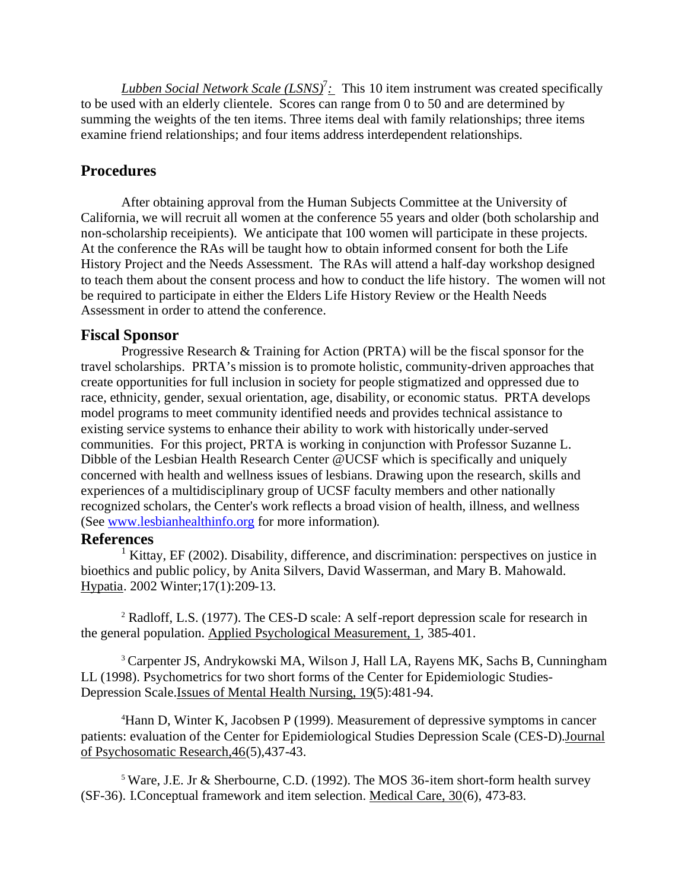*Lubben Social Network Scale (LSNS)*[7]*:* This 10 item instrument was created specifically to be used with an elderly clientele. Scores can range from 0 to 50 and are determined by summing the weights of the ten items. Three items deal with family relationships; three items examine friend relationships; and four items address interdependent relationships.

## Procedures

After obtaining approval from the Human Subjects Committee at the University of California, we will recruit all women at the conference 55 years and older (both scholarship and non-scholarship receeipients). We anticipate that 100 women will participate in these projects. At the conference the RAs will be taught how to obtain informed consent for both the Life History Project and the Needs Assessment. The RAs will attend a half-day workshop designed to teach them about the consent process and how to conduct the life history. The women will not be required to participate in either the Elders Life History Review or the Health Needs Assessment in order to attend the conference.

## Fiscal Sponsor

Progressive Research & Training for Action (PRTA) will be the fiscal sponsor for the travel scholarships. PRTA's mission is to promote holistic, community-driven approaches that create opportunities for full inclusion in society for people stigmatized and oppressed due to race, ethnicity, gender, sexual orientation, age, disability, or economic status. PRTA develops model programs to meet community identified needs and provides technical assistance to existing service systems to enhance their ability to work with historically under-served communities. For this project, PRTA is working in conjunction with Professor Suzanne L. Dibble of the Lesbian Health Research Center @UCSF which is specifically and uniquely concerned with health and wellness issues of lesbians. Drawing upon the research, skills and experiences of a multidisciplinary group of UCSF faculty members and other nationally recognized scholars, the Center's work reflects a broad vision of health, illness, and wellness (See www.lesbianhealthinfo.org for more information).

## References

[1] Kittay, EF (2002). Disability, difference, and discrimination: perspectives on justice in bioethics and public policy, by Anita Silvers, David Wasserman, and Mary B. Mahowald. Hypatia. 2002 Winter;17(1):209-13.

[2] Radloff, L.S. (1977). The CES-D scale: A self-report depression scale for research in the general population. Applied Psychological Measurement, 1, 385-401.

[3] Carpenter JS, Andrykowski MA, Wilson J, Hall LA, Rayens MK, Sachs B, Cunningham LL (1998). Psychometrics for two short forms of the Center for Epidemiologic Studies-Depression Scale.Issues of Mental Health Nursing, 19(5):481-94.

[4] Hann D, Winter K, Jacobsen P (1999). Measurement of depressive symptoms in cancer patients: evaluation of the Center for Epidemiological Studies Depression Scale (CES-D).Journal of Psychosomatic Research,46(5),437-43.

[5] Ware, J.E. Jr & Sherbourne, C.D. (1992). The MOS 36-item short-form health survey (SF-36). I.Conceptual framework and item selection. Medical Care, 30(6), 473-83.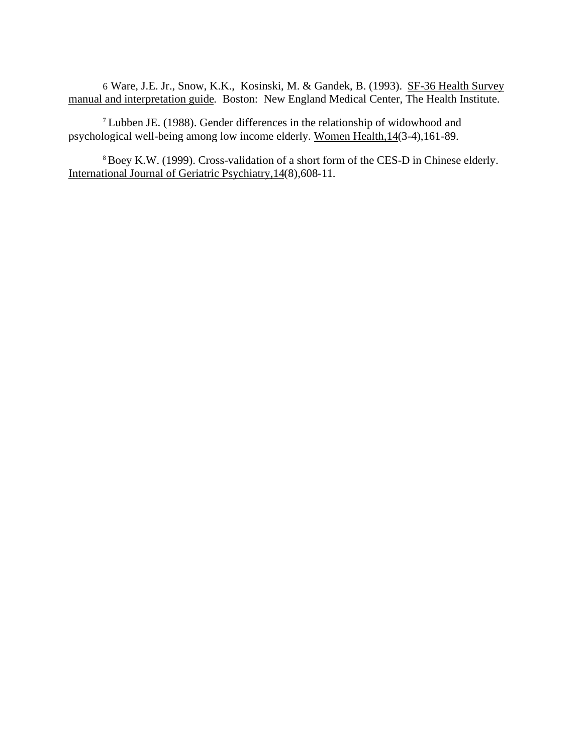[6] Ware, J.E. Jr., Snow, K.K., Kosinski, M. & Gandek, B. (1993). SF-36 Health Survey manual and interpretation guide. Boston: New England Medical Center, The Health Institute.

[7] Lubben JE. (1988). Gender differences in the relationship of widowhood and psychological well-being among low income elderly. Women Health,14(3-4),161-89.

[8] Boey K.W. (1999). Cross-validation of a short form of the CES-D in Chinese elderly. International Journal of Geriatric Psychiatry,14(8),608-11.